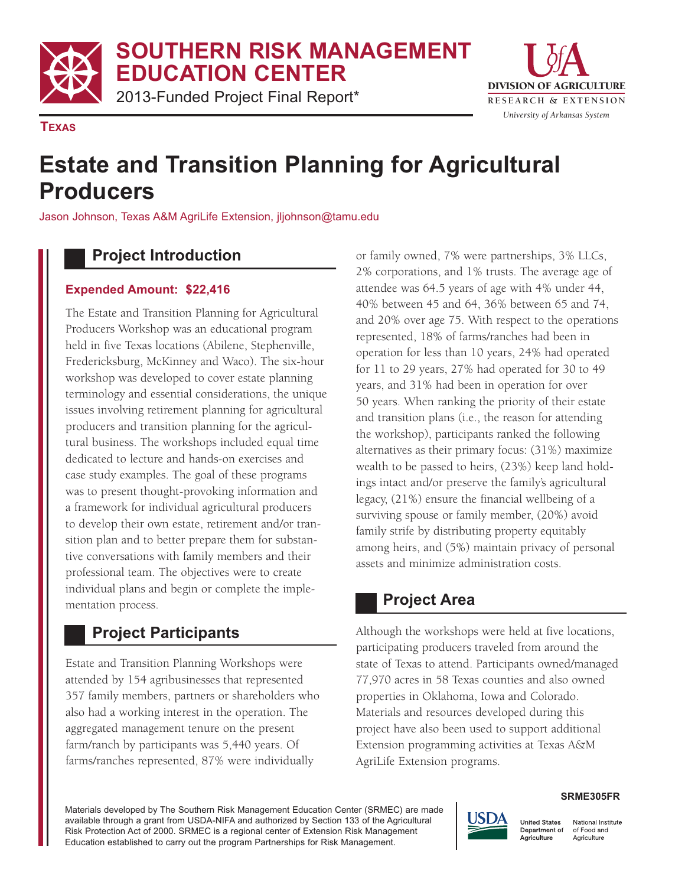# SOUTHERN RISK MANAGEMENT EDUCATION CENTER

2013-Funded Project Final Report*

**TEXAS**

# Estate and Transition Planning for Agricultural Producers

Jason Johnson, Texas A&M AgriLife Extension, jljohnson@tamu.edu

## Project Introduction

**Expended Amount: $22,416**

The Estate and Transition Planning for Agricultural Producers Workshop was an educational program held in five Texas locations (Abilene, Stephenville, Fredericksburg, McKinney and Waco). The six-hour workshop was developed to cover estate planning terminology and essential considerations, the unique issues involving retirement planning for agricultural producers and transition planning for the agricultural business. The workshops included equal time dedicated to lecture and hands-on exercises and case study examples. The goal of these programs was to present thought-provoking information and a framework for individual agricultural producers to develop their own estate, retirement and/or transition plan and to better prepare them for substantive conversations with family members and their professional team. The objectives were to create individual plans and begin or complete the implementation process.

## Project Participants

Estate and Transition Planning Workshops were attended by 154 agribusinesses that represented 357 family members, partners or shareholders who also had a working interest in the operation. The aggregated management tenure on the present farm/ranch by participants was 5,440 years. Of farms/ranches represented, 87% were individually or family owned, 7% were partnerships, 3% LLCs, 2% corporations, and 1% trusts. The average age of attendee was 64.5 years of age with 4% under 44, 40% between 45 and 64, 36% between 65 and 74, and 20% over age 75. With respect to the operations represented, 18% of farms/ranches had been in operation for less than 10 years, 24% had operated for 11 to 29 years, 27% had operated for 30 to 49 years, and 31% had been in operation for over 50 years. When ranking the priority of their estate and transition plans (i.e., the reason for attending the workshop), participants ranked the following alternatives as their primary focus: (31%) maximize wealth to be passed to heirs, (23%) keep land holdings intact and/or preserve the family's agricultural legacy, (21%) ensure the financial wellbeing of a surviving spouse or family member, (20%) avoid family strife by distributing property equitably among heirs, and (5%) maintain privacy of personal assets and minimize administration costs.

## Project Area

Although the workshops were held at five locations, participating producers traveled from around the state of Texas to attend. Participants owned/managed 77,970 acres in 58 Texas counties and also owned properties in Oklahoma, Iowa and Colorado. Materials and resources developed during this project have also been used to support additional Extension programming activities at Texas A&M AgriLife Extension programs.

SRME305FR

Materials developed by The Southern Risk Management Education Center (SRMEC) are made available through a grant from USDA-NIFA and authorized by Section 133 of the Agricultural Risk Protection Act of 2000. SRMEC is a regional center of Extension Risk Management Education established to carry out the program Partnerships for Risk Management.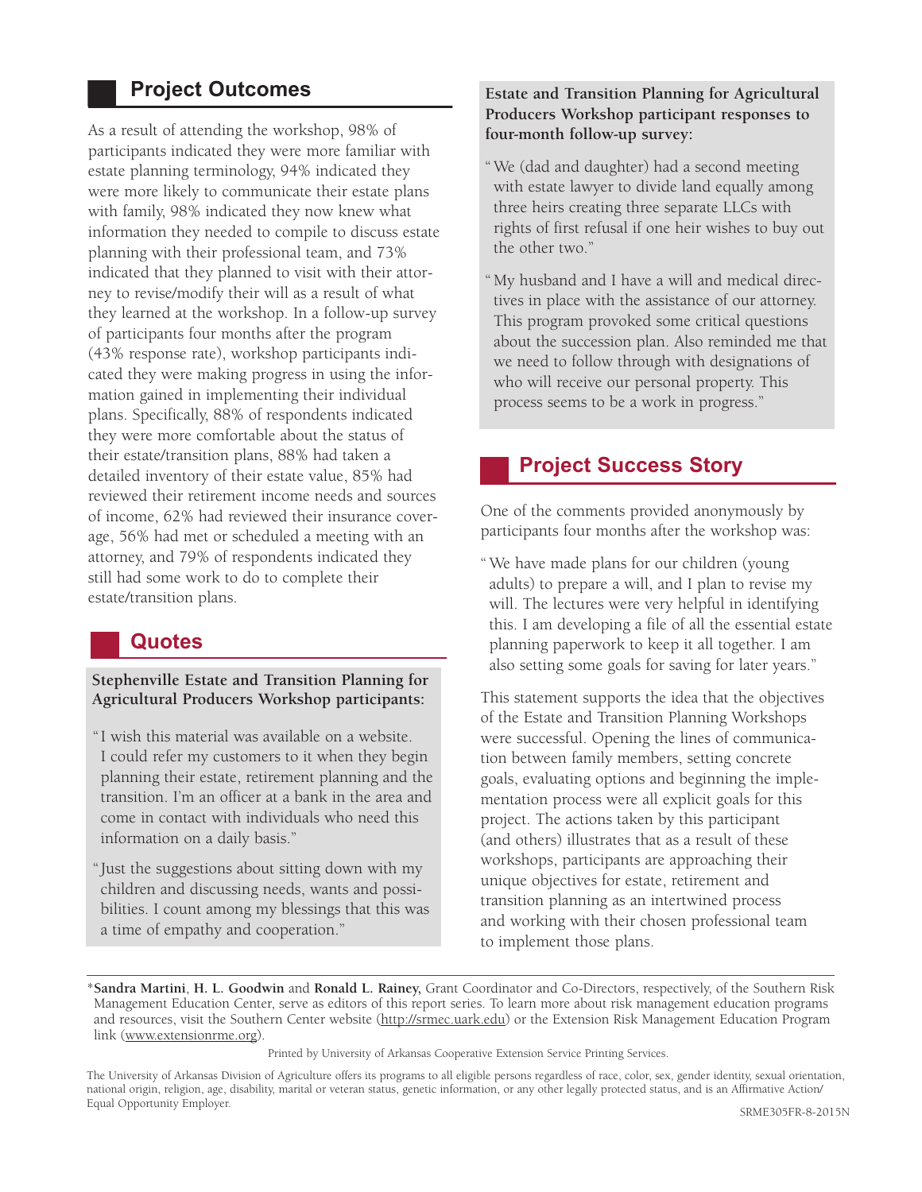## Project Outcomes

As a result of attending the workshop, 98% of participants indicated they were more familiar with estate planning terminology, 94% indicated they were more likely to communicate their estate plans with family, 98% indicated they now knew what information they needed to compile to discuss estate planning with their professional team, and 73% indicated that they planned to visit with their attorney to revise/modify their will as a result of what they learned at the workshop. In a follow-up survey of participants four months after the program (43% response rate), workshop participants indicated they were making progress in using the information gained in implementing their individual plans. Specifically, 88% of respondents indicated they were more comfortable about the status of their estate/transition plans, 88% had taken a detailed inventory of their estate value, 85% had reviewed their retirement income needs and sources of income, 62% had reviewed their insurance coverage, 56% had met or scheduled a meeting with an attorney, and 79% of respondents indicated they still had some work to do to complete their estate/transition plans.

## Quotes

**Stephenville Estate and Transition Planning for Agricultural Producers Workshop participants:**

"I wish this material was available on a website. I could refer my customers to it when they begin planning their estate, retirement planning and the transition. I'm an officer at a bank in the area and come in contact with individuals who need this information on a daily basis."

"Just the suggestions about sitting down with my children and discussing needs, wants and possibilities. I count among my blessings that this was a time of empathy and cooperation."

**Estate and Transition Planning for Agricultural Producers Workshop participant responses to four-month follow-up survey:**

"We (dad and daughter) had a second meeting with estate lawyer to divide land equally among three heirs creating three separate LLCs with rights of first refusal if one heir wishes to buy out the other two."

"My husband and I have a will and medical directives in place with the assistance of our attorney. This program provoked some critical questions about the succession plan. Also reminded me that we need to follow through with designations of who will receive our personal property. This process seems to be a work in progress."

## Project Success Story

One of the comments provided anonymously by participants four months after the workshop was:

"We have made plans for our children (young adults) to prepare a will, and I plan to revise my will. The lectures were very helpful in identifying this. I am developing a file of all the essential estate planning paperwork to keep it all together. I am also setting some goals for saving for later years."

This statement supports the idea that the objectives of the Estate and Transition Planning Workshops were successful. Opening the lines of communication between family members, setting concrete goals, evaluating options and beginning the implementation process were all explicit goals for this project. The actions taken by this participant (and others) illustrates that as a result of these workshops, participants are approaching their unique objectives for estate, retirement and transition planning as an intertwined process and working with their chosen professional team to implement those plans.

---

\***Sandra Martini**, **H. L. Goodwin** and **Ronald L. Rainey,** Grant Coordinator and Co-Directors, respectively, of the Southern Risk Management Education Center, serve as editors of this report series. To learn more about risk management education programs and resources, visit the Southern Center website (http://srmec.uark.edu) or the Extension Risk Management Education Program link (www.extensionrme.org).

Printed by University of Arkansas Cooperative Extension Service Printing Services.

The University of Arkansas Division of Agriculture offers its programs to all eligible persons regardless of race, color, sex, gender identity, sexual orientation, national origin, religion, age, disability, marital or veteran status, genetic information, or any other legally protected status, and is an Affirmative Action/ Equal Opportunity Employer.

SRME305FR-8-2015N